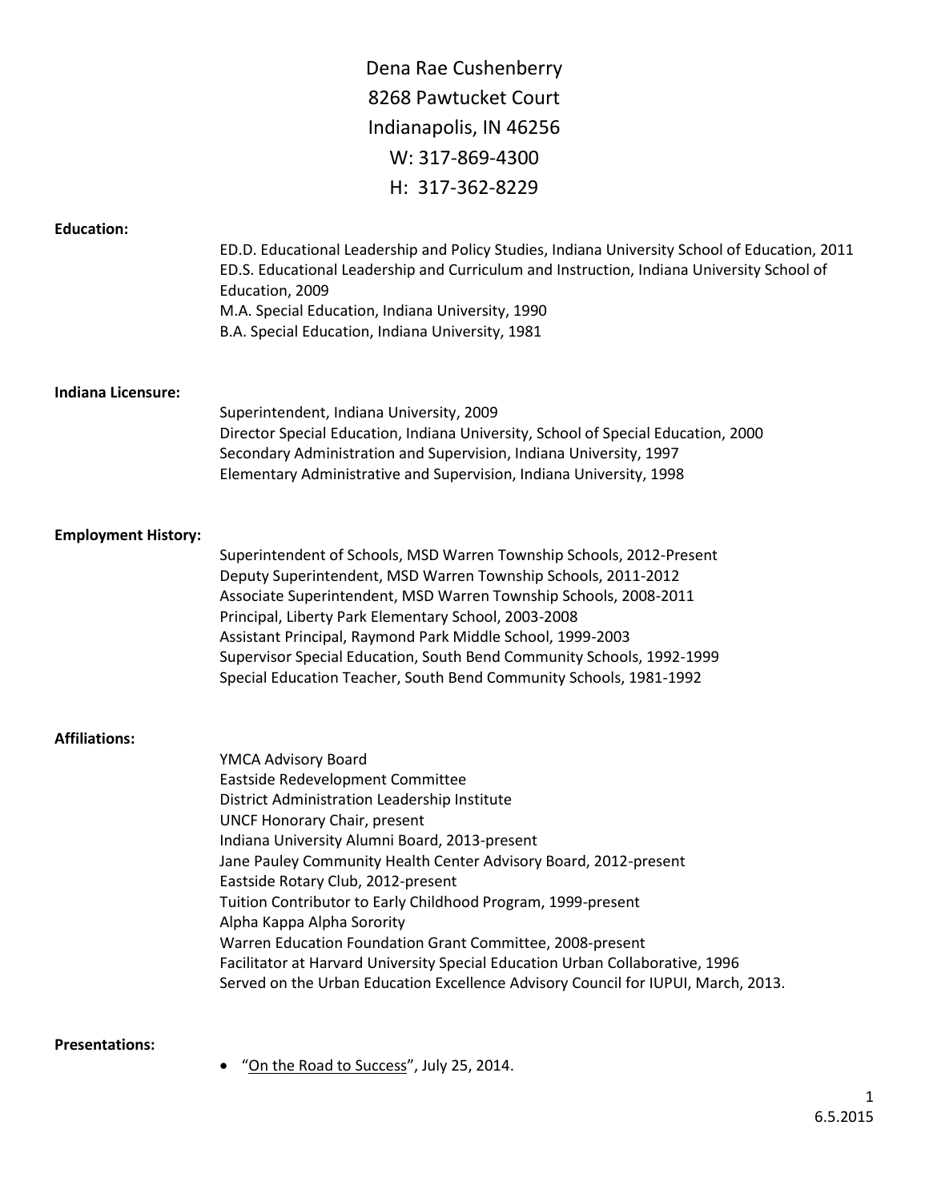Dena Rae Cushenberry
8268 Pawtucket Court
Indianapolis, IN 46256
W: 317-869-4300
H: 317-362-8229

**Education:**

ED.D. Educational Leadership and Policy Studies, Indiana University School of Education, 2011
ED.S. Educational Leadership and Curriculum and Instruction, Indiana University School of Education, 2009
M.A. Special Education, Indiana University, 1990
B.A. Special Education, Indiana University, 1981

**Indiana Licensure:**

Superintendent, Indiana University, 2009
Director Special Education, Indiana University, School of Special Education, 2000
Secondary Administration and Supervision, Indiana University, 1997
Elementary Administrative and Supervision, Indiana University, 1998

**Employment History:**

Superintendent of Schools, MSD Warren Township Schools, 2012-Present
Deputy Superintendent, MSD Warren Township Schools, 2011-2012
Associate Superintendent, MSD Warren Township Schools, 2008-2011
Principal, Liberty Park Elementary School, 2003-2008
Assistant Principal, Raymond Park Middle School, 1999-2003
Supervisor Special Education, South Bend Community Schools, 1992-1999
Special Education Teacher, South Bend Community Schools, 1981-1992

**Affiliations:**

YMCA Advisory Board
Eastside Redevelopment Committee
District Administration Leadership Institute
UNCF Honorary Chair, present
Indiana University Alumni Board, 2013-present
Jane Pauley Community Health Center Advisory Board, 2012-present
Eastside Rotary Club, 2012-present
Tuition Contributor to Early Childhood Program, 1999-present
Alpha Kappa Alpha Sorority
Warren Education Foundation Grant Committee, 2008-present
Facilitator at Harvard University Special Education Urban Collaborative, 1996
Served on the Urban Education Excellence Advisory Council for IUPUI, March, 2013.

**Presentations:**

- "On the Road to Success", July 25, 2014.

6.5.2015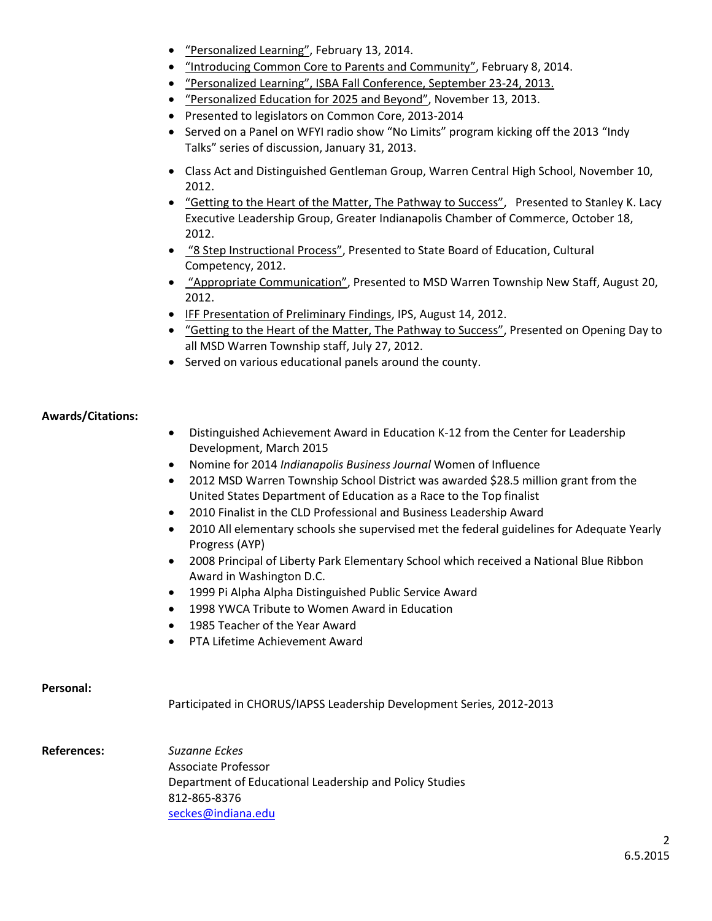- "Personalized Learning", February 13, 2014.
- "Introducing Common Core to Parents and Community", February 8, 2014.
- "Personalized Learning", ISBA Fall Conference, September 23-24, 2013.
- "Personalized Education for 2025 and Beyond", November 13, 2013.
- Presented to legislators on Common Core, 2013-2014
- Served on a Panel on WFYI radio show "No Limits" program kicking off the 2013 "Indy Talks" series of discussion, January 31, 2013.
- Class Act and Distinguished Gentleman Group, Warren Central High School, November 10, 2012.
- "Getting to the Heart of the Matter, The Pathway to Success", Presented to Stanley K. Lacy Executive Leadership Group, Greater Indianapolis Chamber of Commerce, October 18, 2012.
- "8 Step Instructional Process", Presented to State Board of Education, Cultural Competency, 2012.
- "Appropriate Communication", Presented to MSD Warren Township New Staff, August 20, 2012.
- IFF Presentation of Preliminary Findings, IPS, August 14, 2012.
- "Getting to the Heart of the Matter, The Pathway to Success", Presented on Opening Day to all MSD Warren Township staff, July 27, 2012.
- Served on various educational panels around the county.

**Awards/Citations:**

- Distinguished Achievement Award in Education K-12 from the Center for Leadership Development, March 2015
- Nomine for 2014 *Indianapolis Business Journal* Women of Influence
- 2012 MSD Warren Township School District was awarded $28.5 million grant from the United States Department of Education as a Race to the Top finalist
- 2010 Finalist in the CLD Professional and Business Leadership Award
- 2010 All elementary schools she supervised met the federal guidelines for Adequate Yearly Progress (AYP)
- 2008 Principal of Liberty Park Elementary School which received a National Blue Ribbon Award in Washington D.C.
- 1999 Pi Alpha Alpha Distinguished Public Service Award
- 1998 YWCA Tribute to Women Award in Education
- 1985 Teacher of the Year Award
- PTA Lifetime Achievement Award

**Personal:**

Participated in CHORUS/IAPSS Leadership Development Series, 2012-2013

**References:**

*Suzanne Eckes*
Associate Professor
Department of Educational Leadership and Policy Studies
812-865-8376
seckes@indiana.edu

6.5.2015